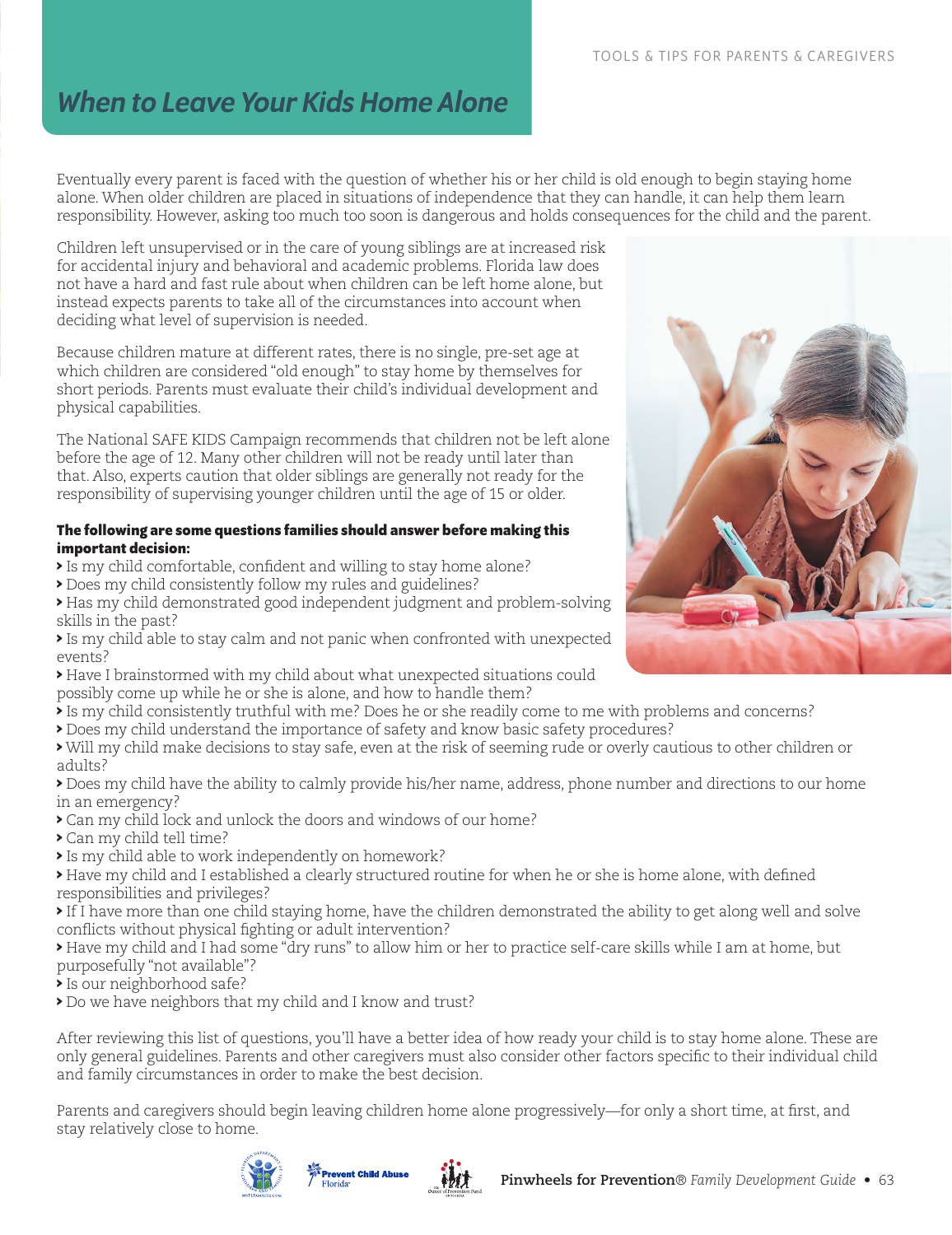# When to Leave Your Kids Home Alone

Eventually every parent is faced with the question of whether his or her child is old enough to begin staying home alone. When older children are placed in situations of independence that they can handle, it can help them learn responsibility. However, asking too much too soon is dangerous and holds consequences for the child and the parent.

Children left unsupervised or in the care of young siblings are at increased risk for accidental injury and behavioral and academic problems. Florida law does not have a hard and fast rule about when children can be left home alone, but instead expects parents to take all of the circumstances into account when deciding what level of supervision is needed.

Because children mature at different rates, there is no single, pre-set age at which children are considered "old enough" to stay home by themselves for short periods. Parents must evaluate their child's individual development and physical capabilities.

The National SAFE KIDS Campaign recommends that children not be left alone before the age of 12. Many other children will not be ready until later than that. Also, experts caution that older siblings are generally not ready for the responsibility of supervising younger children until the age of 15 or older.

**The following are some questions families should answer before making this important decision:**

- Is my child comfortable, confident and willing to stay home alone?
- Does my child consistently follow my rules and guidelines?
- Has my child demonstrated good independent judgment and problem-solving skills in the past?
- Is my child able to stay calm and not panic when confronted with unexpected events?
- Have I brainstormed with my child about what unexpected situations could possibly come up while he or she is alone, and how to handle them?
- Is my child consistently truthful with me? Does he or she readily come to me with problems and concerns?
- Does my child understand the importance of safety and know basic safety procedures?
- Will my child make decisions to stay safe, even at the risk of seeming rude or overly cautious to other children or adults?
- Does my child have the ability to calmly provide his/her name, address, phone number and directions to our home in an emergency?
- Can my child lock and unlock the doors and windows of our home?
- Can my child tell time?
- Is my child able to work independently on homework?
- Have my child and I established a clearly structured routine for when he or she is home alone, with defined responsibilities and privileges?
- If I have more than one child staying home, have the children demonstrated the ability to get along well and solve conflicts without physical fighting or adult intervention?
- Have my child and I had some "dry runs" to allow him or her to practice self-care skills while I am at home, but purposefully "not available"?
- Is our neighborhood safe?
- Do we have neighbors that my child and I know and trust?

After reviewing this list of questions, you'll have a better idea of how ready your child is to stay home alone. These are only general guidelines. Parents and other caregivers must also consider other factors specific to their individual child and family circumstances in order to make the best decision.

Parents and caregivers should begin leaving children home alone progressively—for only a short time, at first, and stay relatively close to home.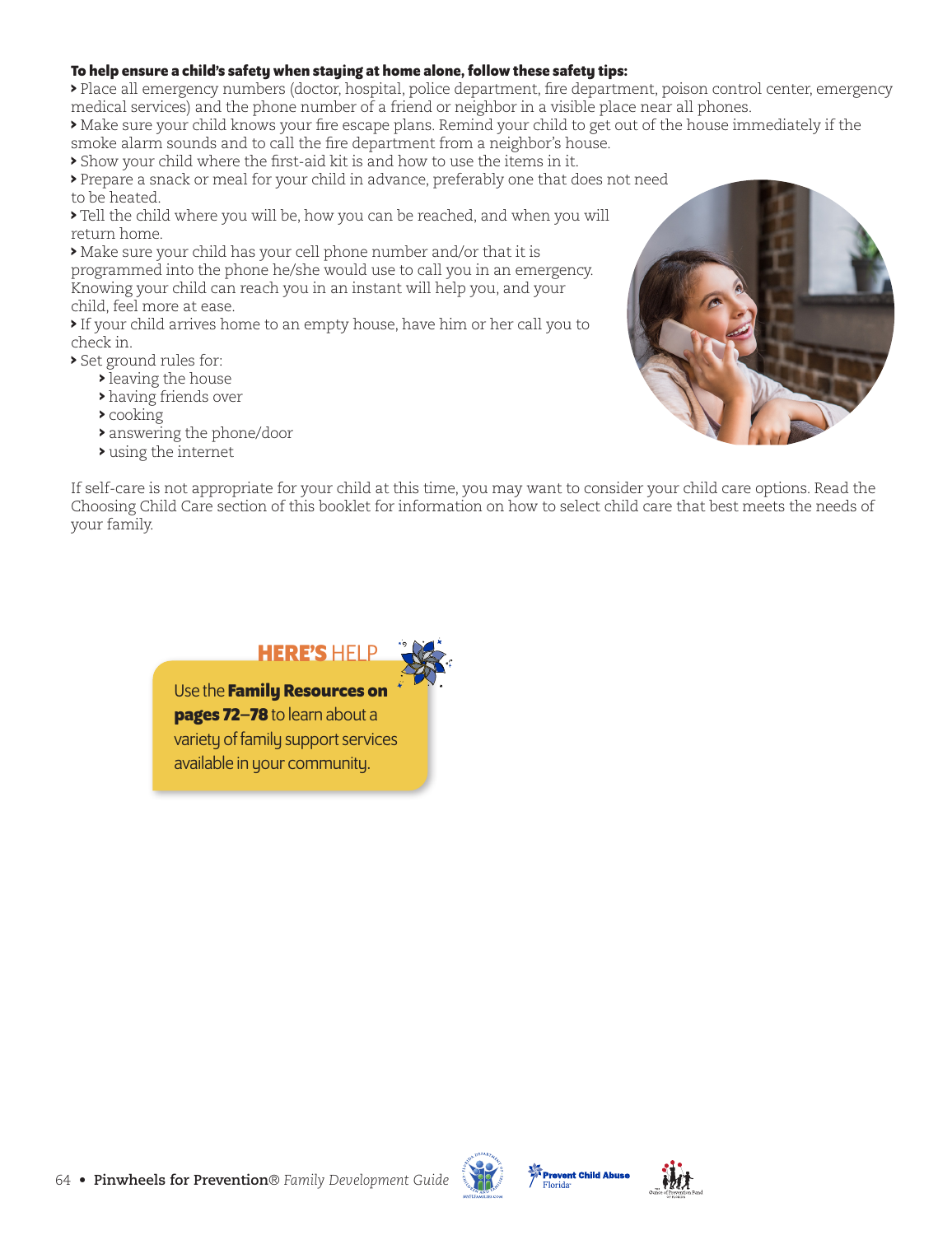**To help ensure a child's safety when staying at home alone, follow these safety tips:**

- Place all emergency numbers (doctor, hospital, police department, fire department, poison control center, emergency medical services) and the phone number of a friend or neighbor in a visible place near all phones.
- Make sure your child knows your fire escape plans. Remind your child to get out of the house immediately if the smoke alarm sounds and to call the fire department from a neighbor's house.
- Show your child where the first-aid kit is and how to use the items in it.
- Prepare a snack or meal for your child in advance, preferably one that does not need to be heated.
- Tell the child where you will be, how you can be reached, and when you will return home.
- Make sure your child has your cell phone number and/or that it is programmed into the phone he/she would use to call you in an emergency. Knowing your child can reach you in an instant will help you, and your child, feel more at ease.
- If your child arrives home to an empty house, have him or her call you to check in.
- Set ground rules for:
  - leaving the house
  - having friends over
  - cooking
  - answering the phone/door
  - using the internet

If self-care is not appropriate for your child at this time, you may want to consider your child care options. Read the Choosing Child Care section of this booklet for information on how to select child care that best meets the needs of your family.

**HERE'S HELP**

Use the **Family Resources on pages 72–78** to learn about a variety of family support services available in your community.